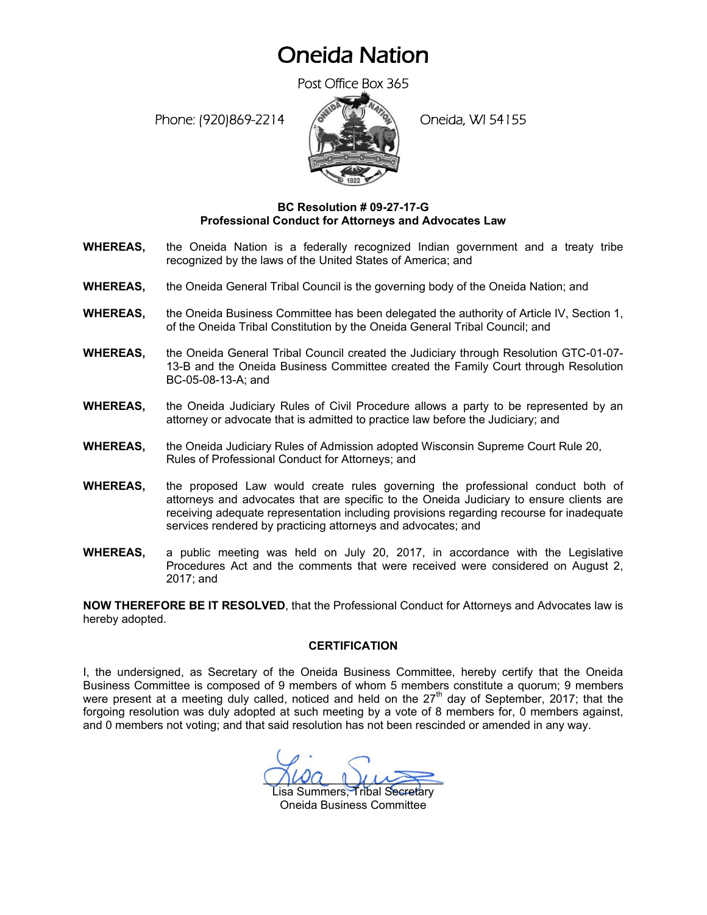# Oneida Nation

Post Office Box 365

Phone: (920)869-2214

Oneida, WI 54155

**BC Resolution # 09-27-17-G**
**Professional Conduct for Attorneys and Advocates Law**

**WHEREAS,** the Oneida Nation is a federally recognized Indian government and a treaty tribe recognized by the laws of the United States of America; and

**WHEREAS,** the Oneida General Tribal Council is the governing body of the Oneida Nation; and

**WHEREAS,** the Oneida Business Committee has been delegated the authority of Article IV, Section 1, of the Oneida Tribal Constitution by the Oneida General Tribal Council; and

**WHEREAS,** the Oneida General Tribal Council created the Judiciary through Resolution GTC-01-07-13-B and the Oneida Business Committee created the Family Court through Resolution BC-05-08-13-A; and

**WHEREAS,** the Oneida Judiciary Rules of Civil Procedure allows a party to be represented by an attorney or advocate that is admitted to practice law before the Judiciary; and

**WHEREAS,** the Oneida Judiciary Rules of Admission adopted Wisconsin Supreme Court Rule 20, Rules of Professional Conduct for Attorneys; and

**WHEREAS,** the proposed Law would create rules governing the professional conduct both of attorneys and advocates that are specific to the Oneida Judiciary to ensure clients are receiving adequate representation including provisions regarding recourse for inadequate services rendered by practicing attorneys and advocates; and

**WHEREAS,** a public meeting was held on July 20, 2017, in accordance with the Legislative Procedures Act and the comments that were received were considered on August 2, 2017; and

**NOW THEREFORE BE IT RESOLVED**, that the Professional Conduct for Attorneys and Advocates law is hereby adopted.

**CERTIFICATION**

I, the undersigned, as Secretary of the Oneida Business Committee, hereby certify that the Oneida Business Committee is composed of 9 members of whom 5 members constitute a quorum; 9 members were present at a meeting duly called, noticed and held on the 27th day of September, 2017; that the forgoing resolution was duly adopted at such meeting by a vote of 8 members for, 0 members against, and 0 members not voting; and that said resolution has not been rescinded or amended in any way.

Lisa Summers, Tribal Secretary
Oneida Business Committee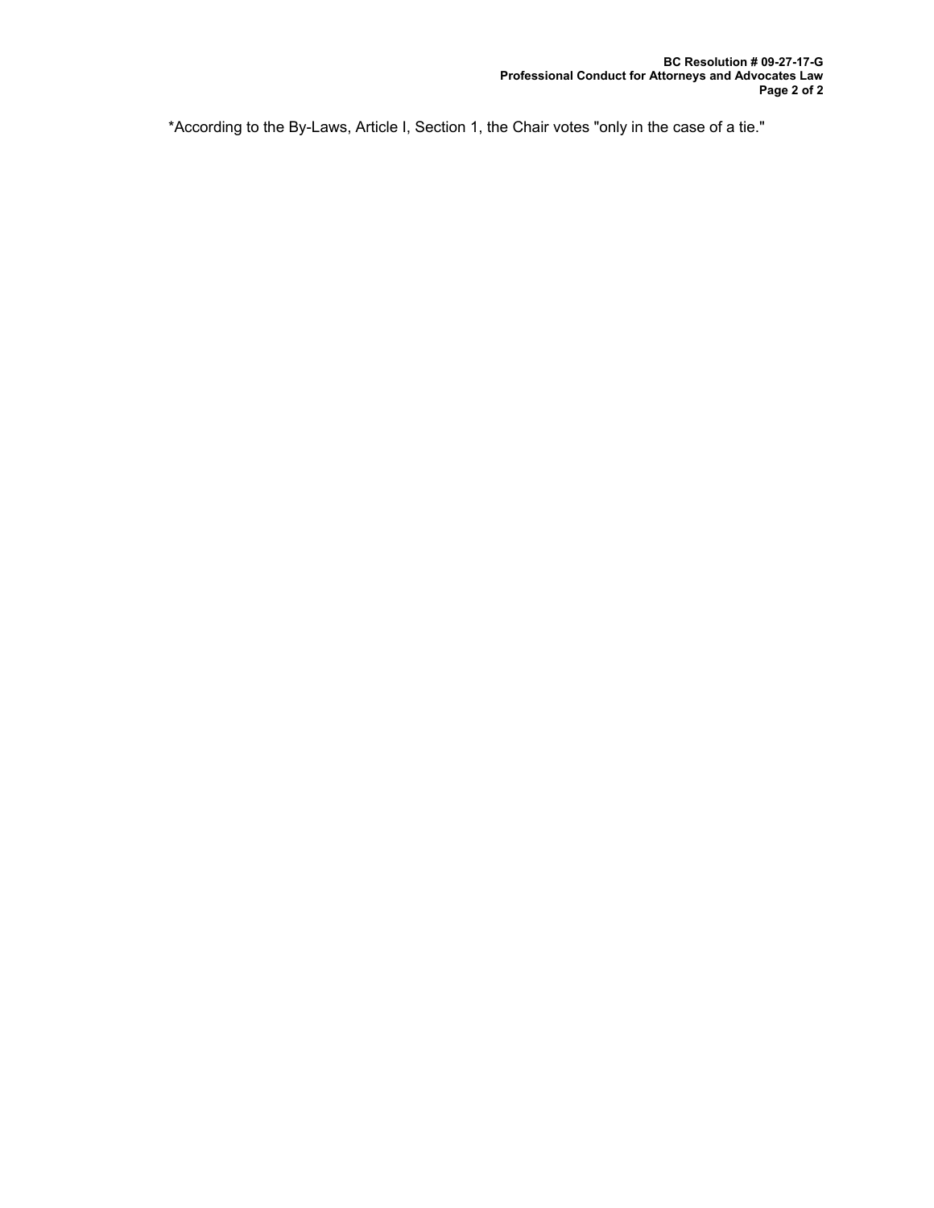*According to the By-Laws, Article I, Section 1, the Chair votes "only in the case of a tie."